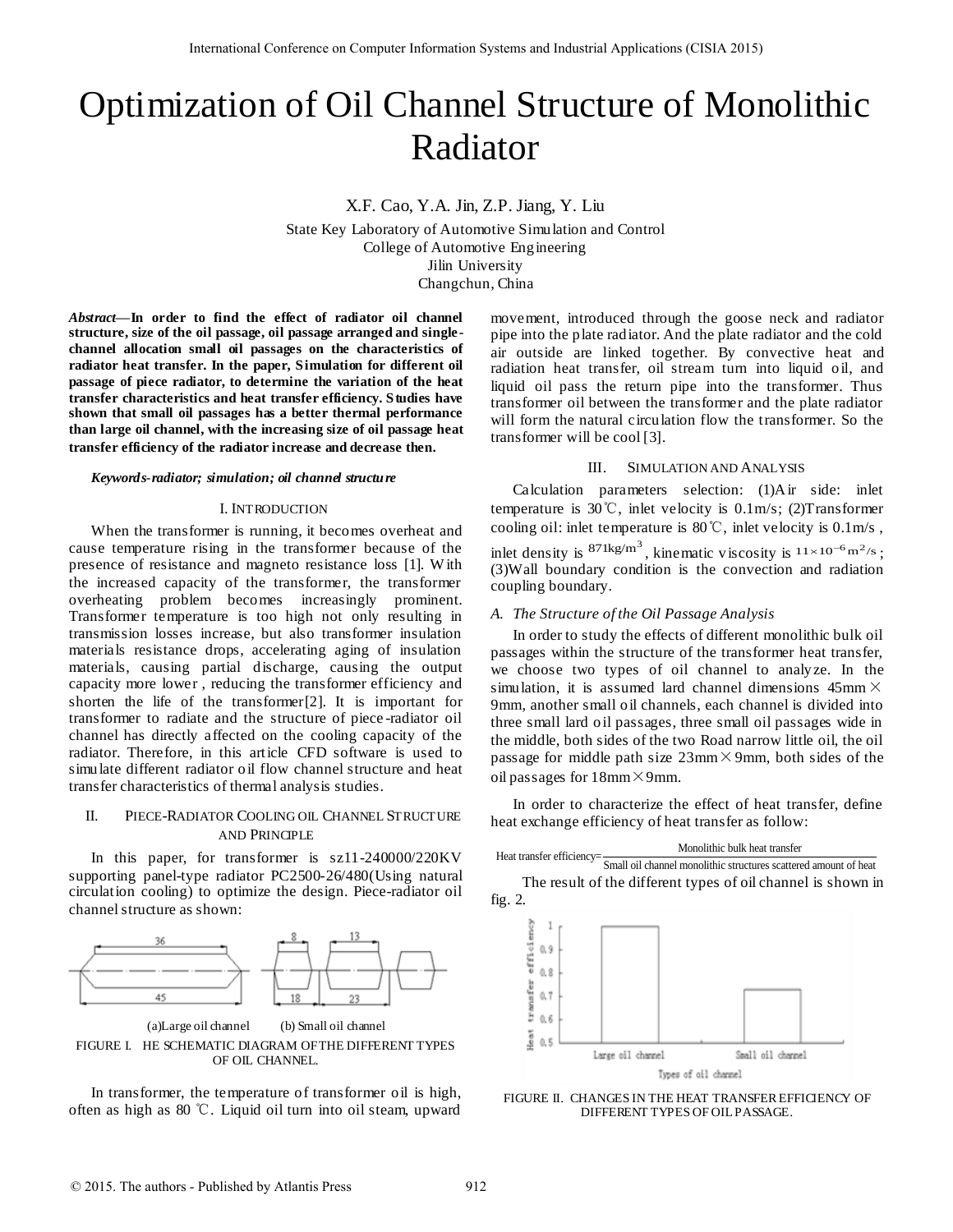# Optimization of Oil Channel Structure of Monolithic Radiator

X.F. Cao, Y.A. Jin, Z.P. Jiang, Y. Liu

State Key Laboratory of Automotive Simulation and Control
College of Automotive Engineering
Jilin University
Changchun, China

***Abstract*—In order to find the effect of radiator oil channel structure, size of the oil passage, oil passage arranged and single-channel allocation small oil passages on the characteristics of radiator heat transfer. In the paper, Simulation for different oil passage of piece radiator, to determine the variation of the heat transfer characteristics and heat transfer efficiency. Studies have shown that small oil passages has a better thermal performance than large oil channel, with the increasing size of oil passage heat transfer efficiency of the radiator increase and decrease then.**

***Keywords-radiator; simulation; oil channel structure***

## I. INTRODUCTION

When the transformer is running, it becomes overheat and cause temperature rising in the transformer because of the presence of resistance and magneto resistance loss [1]. With the increased capacity of the transformer, the transformer overheating problem becomes increasingly prominent. Transformer temperature is too high not only resulting in transmission losses increase, but also transformer insulation materials resistance drops, accelerating aging of insulation materials, causing partial discharge, causing the output capacity more lower , reducing the transformer efficiency and shorten the life of the transformer[2]. It is important for transformer to radiate and the structure of piece-radiator oil channel has directly affected on the cooling capacity of the radiator. Therefore, in this article CFD software is used to simulate different radiator oil flow channel structure and heat transfer characteristics of thermal analysis studies.

## II. PIECE-RADIATOR COOLING OIL CHANNEL STRUCTURE AND PRINCIPLE

In this paper, for transformer is sz11-240000/220KV supporting panel-type radiator PC2500-26/480(Using natural circulation cooling) to optimize the design. Piece-radiator oil channel structure as shown:

(a)Large oil channel (b) Small oil channel

FIGURE I. HE SCHEMATIC DIAGRAM OF THE DIFFERENT TYPES OF OIL CHANNEL.

In transformer, the temperature of transformer oil is high, often as high as 80 ℃. Liquid oil turn into oil steam, upward movement, introduced through the goose neck and radiator pipe into the plate radiator. And the plate radiator and the cold air outside are linked together. By convective heat and radiation heat transfer, oil stream turn into liquid oil, and liquid oil pass the return pipe into the transformer. Thus transformer oil between the transformer and the plate radiator will form the natural circulation flow the transformer. So the transformer will be cool [3].

## III. SIMULATION AND ANALYSIS

Calculation parameters selection: (1)Air side: inlet temperature is 30℃, inlet velocity is 0.1m/s; (2)Transformer cooling oil: inlet temperature is 80℃, inlet velocity is 0.1m/s , inlet density is $871 kg/m^3$, kinematic viscosity is $11\times10^{-6} m^2/s$; (3)Wall boundary condition is the convection and radiation coupling boundary.

### *A. The Structure of the Oil Passage Analysis*

In order to study the effects of different monolithic bulk oil passages within the structure of the transformer heat transfer, we choose two types of oil channel to analyze. In the simulation, it is assumed lard channel dimensions 45mm× 9mm, another small oil channels, each channel is divided into three small lard oil passages, three small oil passages wide in the middle, both sides of the two Road narrow little oil, the oil passage for middle path size 23mm×9mm, both sides of the oil passages for 18mm×9mm.

In order to characterize the effect of heat transfer, define heat exchange efficiency of heat transfer as follow:

$$\text{Heat transfer efficiency}=\frac{\text{Monolithic bulk heat transfer}}{\text{Small oil channel monolithic structures scattered amount of heat}}$$

The result of the different types of oil channel is shown in fig. 2.

FIGURE II. CHANGES IN THE HEAT TRANSFER EFFICIENCY OF DIFFERENT TYPES OF OIL PASSAGE.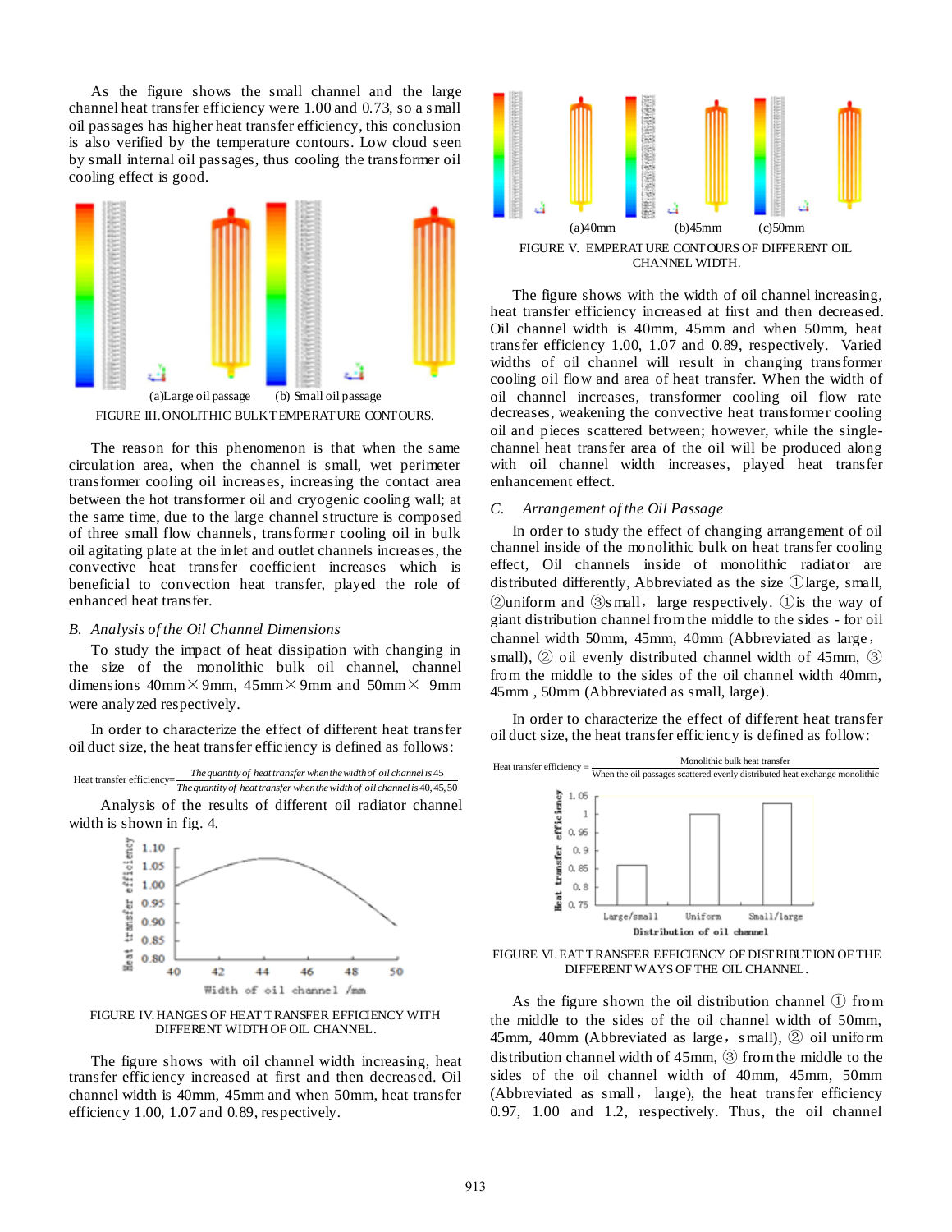As the figure shows the small channel and the large channel heat transfer efficiency were 1.00 and 0.73, so a small oil passages has higher heat transfer efficiency, this conclusion is also verified by the temperature contours. Low cloud seen by small internal oil passages, thus cooling the transformer oil cooling effect is good.

(a)Large oil passage (b) Small oil passage

FIGURE III. ONOLITHIC BULK TEMPERATURE CONTOURS.

The reason for this phenomenon is that when the same circulation area, when the channel is small, wet perimeter transformer cooling oil increases, increasing the contact area between the hot transformer oil and cryogenic cooling wall; at the same time, due to the large channel structure is composed of three small flow channels, transformer cooling oil in bulk oil agitating plate at the inlet and outlet channels increases, the convective heat transfer coefficient increases which is beneficial to convection heat transfer, played the role of enhanced heat transfer.

## B. *Analysis of the Oil Channel Dimensions*

To study the impact of heat dissipation with changing in the size of the monolithic bulk oil channel, channel dimensions 40mm×9mm, 45mm×9mm and 50mm× 9mm were analyzed respectively.

In order to characterize the effect of different heat transfer oil duct size, the heat transfer efficiency is defined as follows:

$$\text{Heat transfer efficiency} = \frac{\text{The quantity of heat transfer when the width of oil channel is 45}}{\text{The quantity of heat transfer when the width of oil channel is 40, 45, 50}}$$

Analysis of the results of different oil radiator channel width is shown in fig. 4.

FIGURE IV. HANGES OF HEAT TRANSFER EFFICIENCY WITH DIFFERENT WIDTH OF OIL CHANNEL.

The figure shows with oil channel width increasing, heat transfer efficiency increased at first and then decreased. Oil channel width is 40mm, 45mm and when 50mm, heat transfer efficiency 1.00, 1.07 and 0.89, respectively.

(a)40mm (b)45mm (c)50mm

FIGURE V. EMPERATURE CONTOURS OF DIFFERENT OIL CHANNEL WIDTH.

The figure shows with the width of oil channel increasing, heat transfer efficiency increased at first and then decreased. Oil channel width is 40mm, 45mm and when 50mm, heat transfer efficiency 1.00, 1.07 and 0.89, respectively. Varied widths of oil channel will result in changing transformer cooling oil flow and area of heat transfer. When the width of oil channel increases, transformer cooling oil flow rate decreases, weakening the convective heat transformer cooling oil and pieces scattered between; however, while the single-channel heat transfer area of the oil will be produced along with oil channel width increases, played heat transfer enhancement effect.

## C. *Arrangement of the Oil Passage*

In order to study the effect of changing arrangement of oil channel inside of the monolithic bulk on heat transfer cooling effect, Oil channels inside of monolithic radiator are distributed differently, Abbreviated as the size ①large, small, ②uniform and ③small，large respectively. ①is the way of giant distribution channel from the middle to the sides - for oil channel width 50mm, 45mm, 40mm (Abbreviated as large，small), ② oil evenly distributed channel width of 45mm, ③ from the middle to the sides of the oil channel width 40mm, 45mm , 50mm (Abbreviated as small, large).

In order to characterize the effect of different heat transfer oil duct size, the heat transfer efficiency is defined as follow:

$$\text{Heat transfer efficiency} = \frac{\text{Monolithic bulk heat transfer}}{\text{When the oil passages scattered evenly distributed heat exchange monolithic}}$$

FIGURE VI. EAT TRANSFER EFFICIENCY OF DISTRIBUTION OF THE DIFFERENT WAYS OF THE OIL CHANNEL.

As the figure shown the oil distribution channel ① from the middle to the sides of the oil channel width of 50mm, 45mm, 40mm (Abbreviated as large，small), ② oil uniform distribution channel width of 45mm, ③ from the middle to the sides of the oil channel width of 40mm, 45mm, 50mm (Abbreviated as small，large), the heat transfer efficiency 0.97, 1.00 and 1.2, respectively. Thus, the oil channel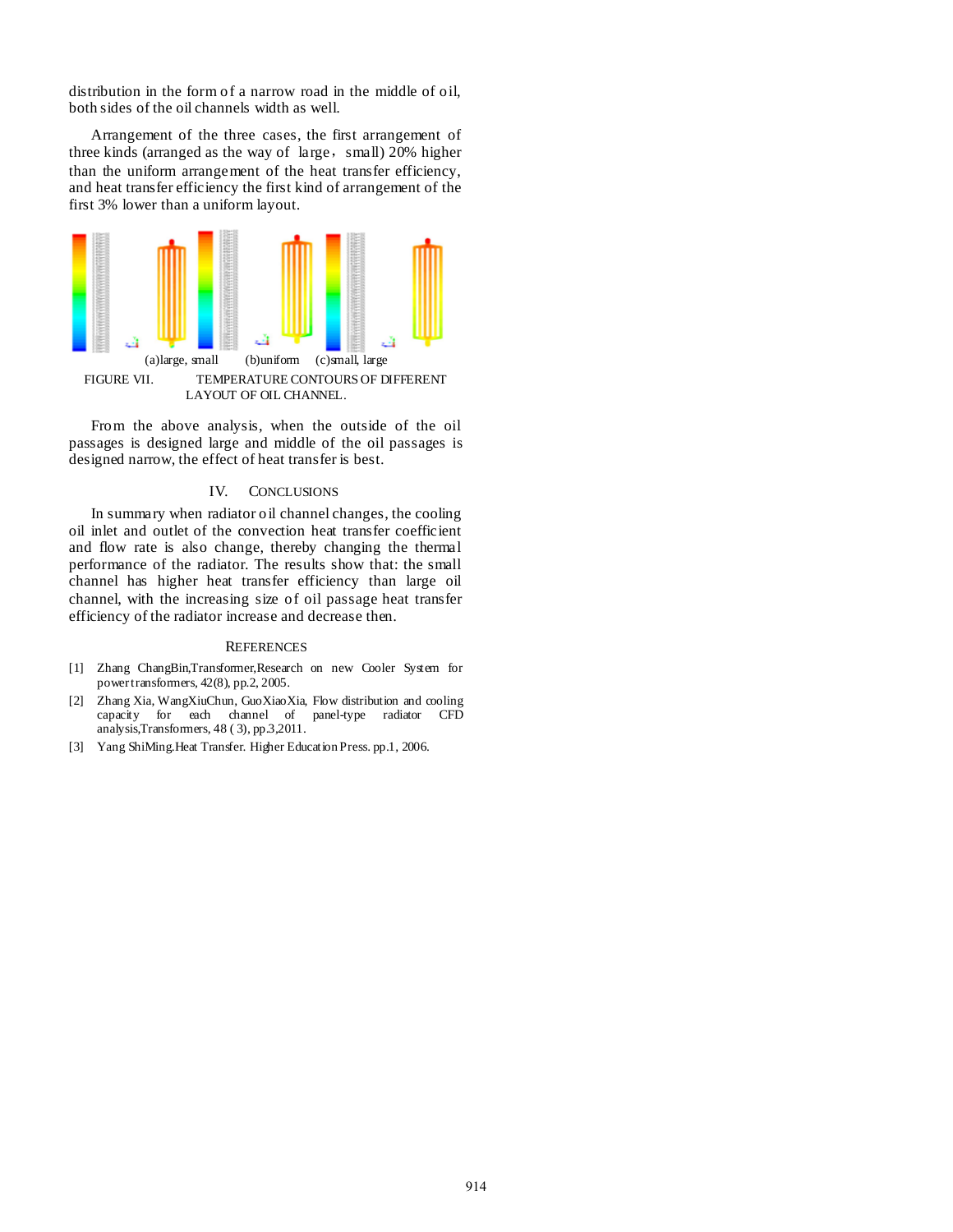distribution in the form of a narrow road in the middle of oil, both sides of the oil channels width as well.

Arrangement of the three cases, the first arrangement of three kinds (arranged as the way of large，small) 20% higher than the uniform arrangement of the heat transfer efficiency, and heat transfer efficiency the first kind of arrangement of the first 3% lower than a uniform layout.

(a)large, small (b)uniform (c)small, large

FIGURE VII. TEMPERATURE CONTOURS OF DIFFERENT LAYOUT OF OIL CHANNEL.

From the above analysis, when the outside of the oil passages is designed large and middle of the oil passages is designed narrow, the effect of heat transfer is best.

## IV. CONCLUSIONS

In summary when radiator oil channel changes, the cooling oil inlet and outlet of the convection heat transfer coefficient and flow rate is also change, thereby changing the thermal performance of the radiator. The results show that: the small channel has higher heat transfer efficiency than large oil channel, with the increasing size of oil passage heat transfer efficiency of the radiator increase and decrease then.

## REFERENCES

[1] Zhang ChangBin,Transformer,Research on new Cooler System for power transformers, 42(8), pp.2, 2005.

[2] Zhang Xia, WangXiuChun, GuoXiaoXia, Flow distribution and cooling capacity for each channel of panel-type radiator CFD analysis,Transformers, 48 ( 3), pp.3,2011.

[3] Yang ShiMing.Heat Transfer. Higher Education Press. pp.1, 2006.